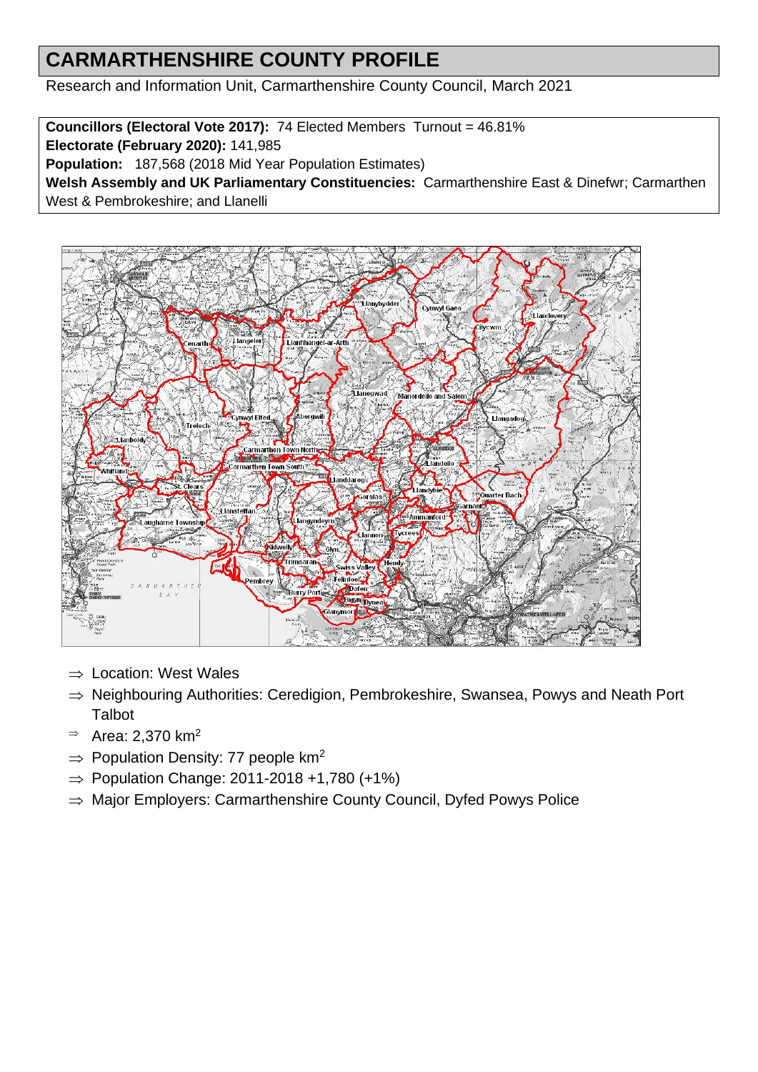# CARMARTHENSHIRE COUNTY PROFILE

Research and Information Unit, Carmarthenshire County Council, March 2021

**Councillors (Electoral Vote 2017):** 74 Elected Members Turnout = 46.81%
**Electorate (February 2020):** 141,985
**Population:** 187,568 (2018 Mid Year Population Estimates)
**Welsh Assembly and UK Parliamentary Constituencies:** Carmarthenshire East & Dinefwr; Carmarthen West & Pembrokeshire; and Llanelli

- ⇒ Location: West Wales
- ⇒ Neighbouring Authorities: Ceredigion, Pembrokeshire, Swansea, Powys and Neath Port Talbot
- ⇒ Area: 2,370 $km^2$
- ⇒ Population Density: 77 people $km^2$
- ⇒ Population Change: 2011-2018 +1,780 (+1%)
- ⇒ Major Employers: Carmarthenshire County Council, Dyfed Powys Police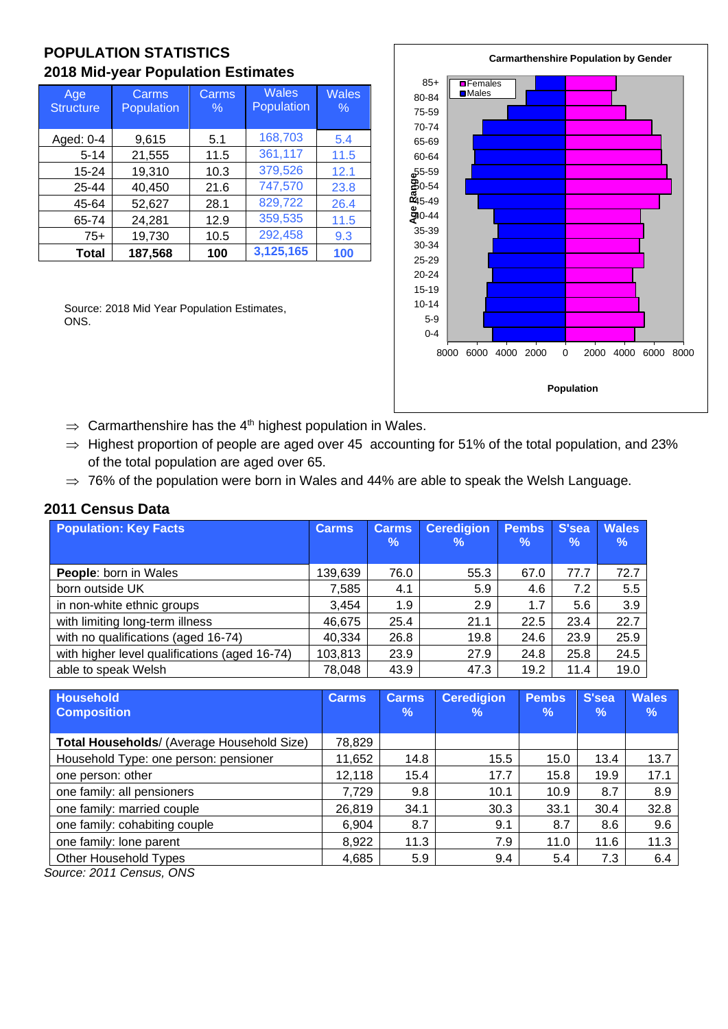## POPULATION STATISTICS

### 2018 Mid-year Population Estimates

| Age Structure | Carms Population | Carms % | Wales Population | Wales % |
|---|---|---|---|---|
| Aged: 0-4 | 9,615 | 5.1 | 168,703 | 5.4 |
| 5-14 | 21,555 | 11.5 | 361,117 | 11.5 |
| 15-24 | 19,310 | 10.3 | 379,526 | 12.1 |
| 25-44 | 40,450 | 21.6 | 747,570 | 23.8 |
| 45-64 | 52,627 | 28.1 | 829,722 | 26.4 |
| 65-74 | 24,281 | 12.9 | 359,535 | 11.5 |
| 75+ | 19,730 | 10.5 | 292,458 | 9.3 |
| **Total** | **187,568** | **100** | **3,125,165** | **100** |

Source: 2018 Mid Year Population Estimates, ONS.

**Carmarthenshire Population by Gender**

(Chart: Age Range 0-4 to 85+; Females / Males; axis: Population 8000 6000 4000 2000 0 2000 4000 6000 8000)

- ⇒ Carmarthenshire has the 4th highest population in Wales.
- ⇒ Highest proportion of people are aged over 45 accounting for 51% of the total population, and 23% of the total population are aged over 65.
- ⇒ 76% of the population were born in Wales and 44% are able to speak the Welsh Language.

### 2011 Census Data

| Population: Key Facts | Carms | Carms % | Ceredigion % | Pembs % | S'sea % | Wales % |
|---|---|---|---|---|---|---|
| **People**: born in Wales | 139,639 | 76.0 | 55.3 | 67.0 | 77.7 | 72.7 |
| born outside UK | 7,585 | 4.1 | 5.9 | 4.6 | 7.2 | 5.5 |
| in non-white ethnic groups | 3,454 | 1.9 | 2.9 | 1.7 | 5.6 | 3.9 |
| with limiting long-term illness | 46,675 | 25.4 | 21.1 | 22.5 | 23.4 | 22.7 |
| with no qualifications (aged 16-74) | 40,334 | 26.8 | 19.8 | 24.6 | 23.9 | 25.9 |
| with higher level qualifications (aged 16-74) | 103,813 | 23.9 | 27.9 | 24.8 | 25.8 | 24.5 |
| able to speak Welsh | 78,048 | 43.9 | 47.3 | 19.2 | 11.4 | 19.0 |

| Household Composition | Carms | Carms % | Ceredigion % | Pembs % | S'sea % | Wales % |
|---|---|---|---|---|---|---|
| **Total Households**/ (Average Household Size) | 78,829 | | | | | |
| Household Type: one person: pensioner | 11,652 | 14.8 | 15.5 | 15.0 | 13.4 | 13.7 |
| one person: other | 12,118 | 15.4 | 17.7 | 15.8 | 19.9 | 17.1 |
| one family: all pensioners | 7,729 | 9.8 | 10.1 | 10.9 | 8.7 | 8.9 |
| one family: married couple | 26,819 | 34.1 | 30.3 | 33.1 | 30.4 | 32.8 |
| one family: cohabiting couple | 6,904 | 8.7 | 9.1 | 8.7 | 8.6 | 9.6 |
| one family: lone parent | 8,922 | 11.3 | 7.9 | 11.0 | 11.6 | 11.3 |
| Other Household Types | 4,685 | 5.9 | 9.4 | 5.4 | 7.3 | 6.4 |

*Source: 2011 Census, ONS*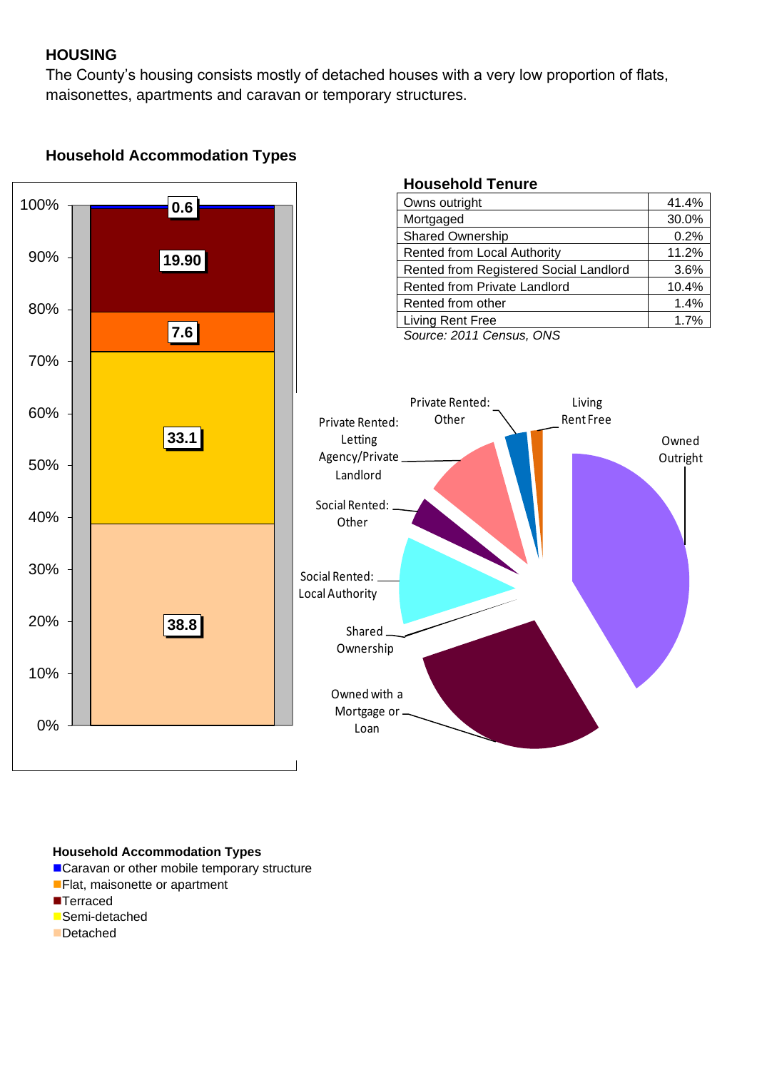## HOUSING

The County's housing consists mostly of detached houses with a very low proportion of flats, maisonettes, apartments and caravan or temporary structures.

### Household Accommodation Types

### Household Tenure

| | |
|---|---|
| Owns outright | 41.4% |
| Mortgaged | 30.0% |
| Shared Ownership | 0.2% |
| Rented from Local Authority | 11.2% |
| Rented from Registered Social Landlord | 3.6% |
| Rented from Private Landlord | 10.4% |
| Rented from other | 1.4% |
| Living Rent Free | 1.7% |

*Source: 2011 Census, ONS*

**Household Accommodation Types**

- Caravan or other mobile temporary structure
- Flat, maisonette or apartment
- Terraced
- Semi-detached
- Detached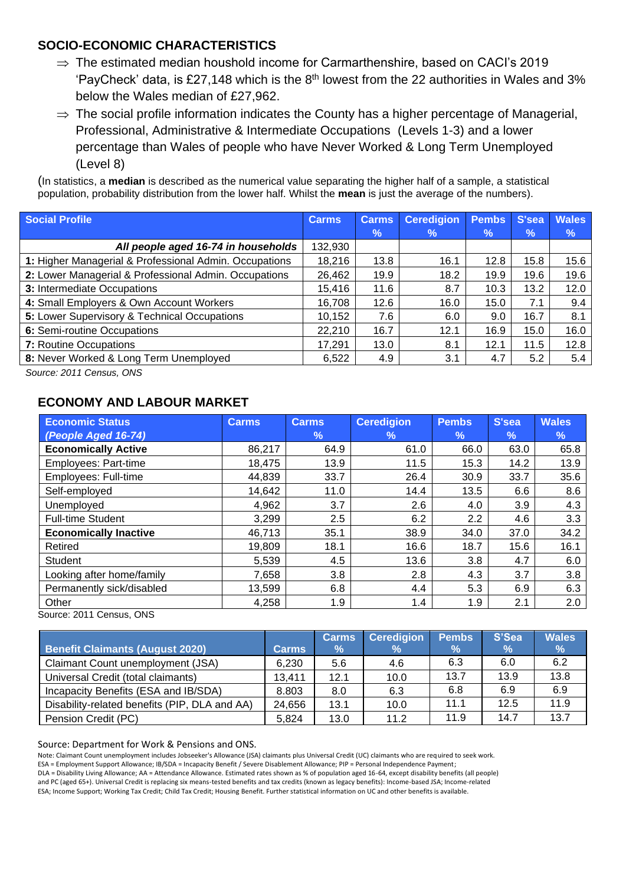## SOCIO-ECONOMIC CHARACTERISTICS

- ⇒ The estimated median houshold income for Carmarthenshire, based on CACI's 2019 'PayCheck' data, is £27,148 which is the 8th lowest from the 22 authorities in Wales and 3% below the Wales median of £27,962.
- ⇒ The social profile information indicates the County has a higher percentage of Managerial, Professional, Administrative & Intermediate Occupations (Levels 1-3) and a lower percentage than Wales of people who have Never Worked & Long Term Unemployed (Level 8)

(In statistics, a **median** is described as the numerical value separating the higher half of a sample, a statistical population, probability distribution from the lower half. Whilst the **mean** is just the average of the numbers).

| Social Profile | Carms | Carms % | Ceredigion % | Pembs % | S'sea % | Wales % |
|---|---|---|---|---|---|---|
| ***All people aged 16-74 in households*** | 132,930 | | | | | |
| **1:** Higher Managerial & Professional Admin. Occupations | 18,216 | 13.8 | 16.1 | 12.8 | 15.8 | 15.6 |
| **2:** Lower Managerial & Professional Admin. Occupations | 26,462 | 19.9 | 18.2 | 19.9 | 19.6 | 19.6 |
| **3:** Intermediate Occupations | 15,416 | 11.6 | 8.7 | 10.3 | 13.2 | 12.0 |
| **4:** Small Employers & Own Account Workers | 16,708 | 12.6 | 16.0 | 15.0 | 7.1 | 9.4 |
| **5:** Lower Supervisory & Technical Occupations | 10,152 | 7.6 | 6.0 | 9.0 | 16.7 | 8.1 |
| **6:** Semi-routine Occupations | 22,210 | 16.7 | 12.1 | 16.9 | 15.0 | 16.0 |
| **7:** Routine Occupations | 17,291 | 13.0 | 8.1 | 12.1 | 11.5 | 12.8 |
| **8:** Never Worked & Long Term Unemployed | 6,522 | 4.9 | 3.1 | 4.7 | 5.2 | 5.4 |

*Source: 2011 Census, ONS*

## ECONOMY AND LABOUR MARKET

| Economic Status *(People Aged 16-74)* | Carms | Carms % | Ceredigion % | Pembs % | S'sea % | Wales % |
|---|---|---|---|---|---|---|
| **Economically Active** | 86,217 | 64.9 | 61.0 | 66.0 | 63.0 | 65.8 |
| Employees: Part-time | 18,475 | 13.9 | 11.5 | 15.3 | 14.2 | 13.9 |
| Employees: Full-time | 44,839 | 33.7 | 26.4 | 30.9 | 33.7 | 35.6 |
| Self-employed | 14,642 | 11.0 | 14.4 | 13.5 | 6.6 | 8.6 |
| Unemployed | 4,962 | 3.7 | 2.6 | 4.0 | 3.9 | 4.3 |
| Full-time Student | 3,299 | 2.5 | 6.2 | 2.2 | 4.6 | 3.3 |
| **Economically Inactive** | 46,713 | 35.1 | 38.9 | 34.0 | 37.0 | 34.2 |
| Retired | 19,809 | 18.1 | 16.6 | 18.7 | 15.6 | 16.1 |
| Student | 5,539 | 4.5 | 13.6 | 3.8 | 4.7 | 6.0 |
| Looking after home/family | 7,658 | 3.8 | 2.8 | 4.3 | 3.7 | 3.8 |
| Permanently sick/disabled | 13,599 | 6.8 | 4.4 | 5.3 | 6.9 | 6.3 |
| Other | 4,258 | 1.9 | 1.4 | 1.9 | 2.1 | 2.0 |

Source: 2011 Census, ONS

| Benefit Claimants (August 2020) | Carms | Carms % | Ceredigion % | Pembs % | S'Sea % | Wales % |
|---|---|---|---|---|---|---|
| Claimant Count unemployment (JSA) | 6,230 | 5.6 | 4.6 | 6.3 | 6.0 | 6.2 |
| Universal Credit (total claimants) | 13,411 | 12.1 | 10.0 | 13.7 | 13.9 | 13.8 |
| Incapacity Benefits (ESA and IB/SDA) | 8.803 | 8.0 | 6.3 | 6.8 | 6.9 | 6.9 |
| Disability-related benefits (PIP, DLA and AA) | 24,656 | 13.1 | 10.0 | 11.1 | 12.5 | 11.9 |
| Pension Credit (PC) | 5,824 | 13.0 | 11.2 | 11.9 | 14.7 | 13.7 |

Source: Department for Work & Pensions and ONS.

Note: Claimant Count unemployment includes Jobseeker's Allowance (JSA) claimants plus Universal Credit (UC) claimants who are required to seek work.
ESA = Employment Support Allowance; IB/SDA = Incapacity Benefit / Severe Disablement Allowance; PIP = Personal Independence Payment;
DLA = Disability Living Allowance; AA = Attendance Allowance. Estimated rates shown as % of population aged 16-64, except disability benefits (all people) and PC (aged 65+). Universal Credit is replacing six means-tested benefits and tax credits (known as legacy benefits): Income-based JSA; Income-related ESA; Income Support; Working Tax Credit; Child Tax Credit; Housing Benefit. Further statistical information on UC and other benefits is available.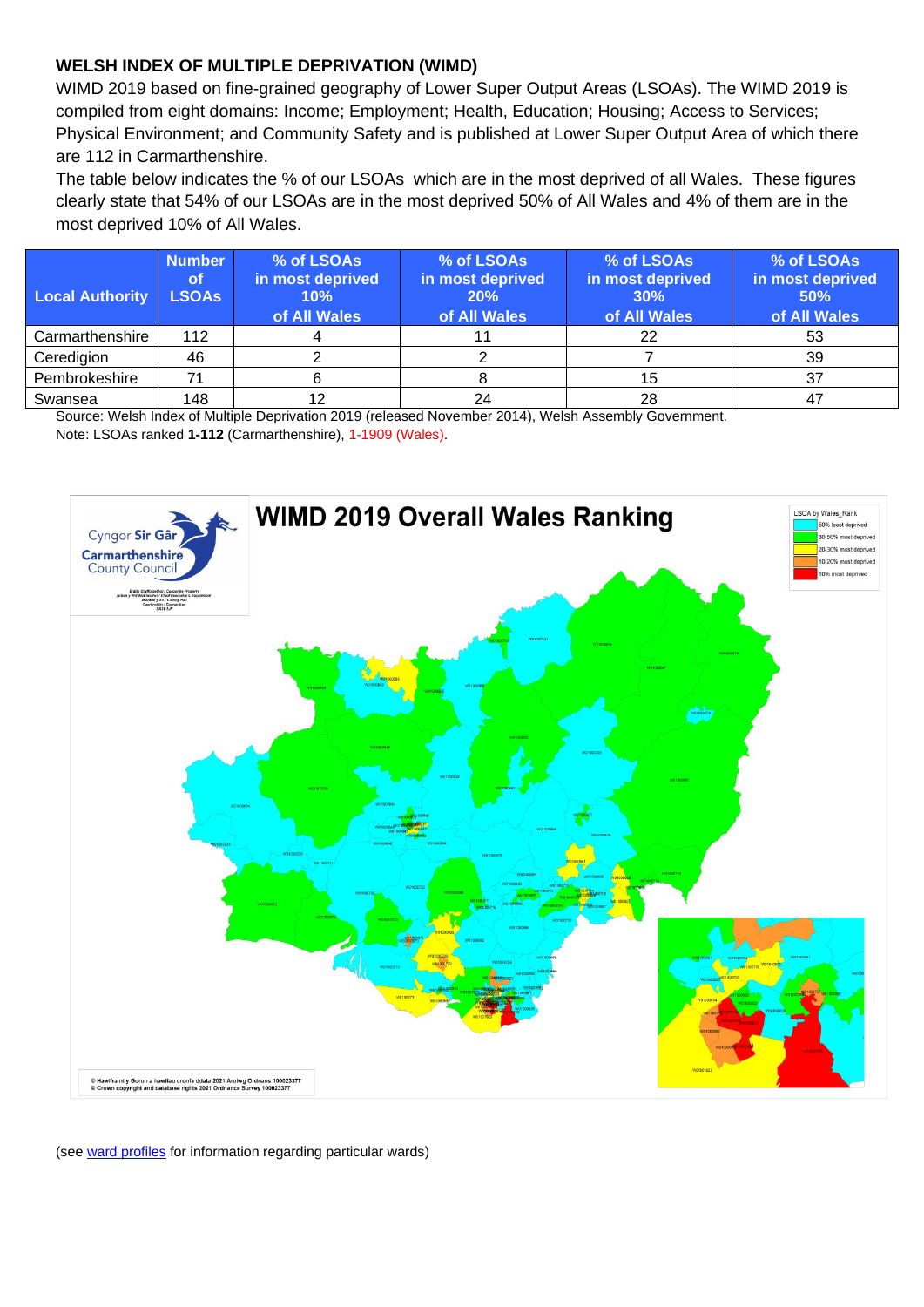## WELSH INDEX OF MULTIPLE DEPRIVATION (WIMD)

WIMD 2019 based on fine-grained geography of Lower Super Output Areas (LSOAs). The WIMD 2019 is compiled from eight domains: Income; Employment; Health, Education; Housing; Access to Services; Physical Environment; and Community Safety and is published at Lower Super Output Area of which there are 112 in Carmarthenshire.

The table below indicates the % of our LSOAs which are in the most deprived of all Wales. These figures clearly state that 54% of our LSOAs are in the most deprived 50% of All Wales and 4% of them are in the most deprived 10% of All Wales.

| Local Authority | Number of LSOAs | % of LSOAs in most deprived 10% of All Wales | % of LSOAs in most deprived 20% of All Wales | % of LSOAs in most deprived 30% of All Wales | % of LSOAs in most deprived 50% of All Wales |
|---|---|---|---|---|---|
| Carmarthenshire | 112 | 4 | 11 | 22 | 53 |
| Ceredigion | 46 | 2 | 2 | 7 | 39 |
| Pembrokeshire | 71 | 6 | 8 | 15 | 37 |
| Swansea | 148 | 12 | 24 | 28 | 47 |

Source: Welsh Index of Multiple Deprivation 2019 (released November 2014), Welsh Assembly Government.

Note: LSOAs ranked **1-112** (Carmarthenshire), 1-1909 (Wales).

**WIMD 2019 Overall Wales Ranking**

LSOA by Wales_Rank: 50% least deprived; 30-50% most deprived; 20-30% most deprived; 10-20% most deprived; 10% most deprived

Cyngor Sir Gâr / Carmarthenshire County Council

© Hawlfraint y Goron a hawliau cronfa ddata 2021 Arolwg Ordnans 100023377
© Crown copyright and database rights 2021 Ordnance Survey 100023377

(see ward profiles for information regarding particular wards)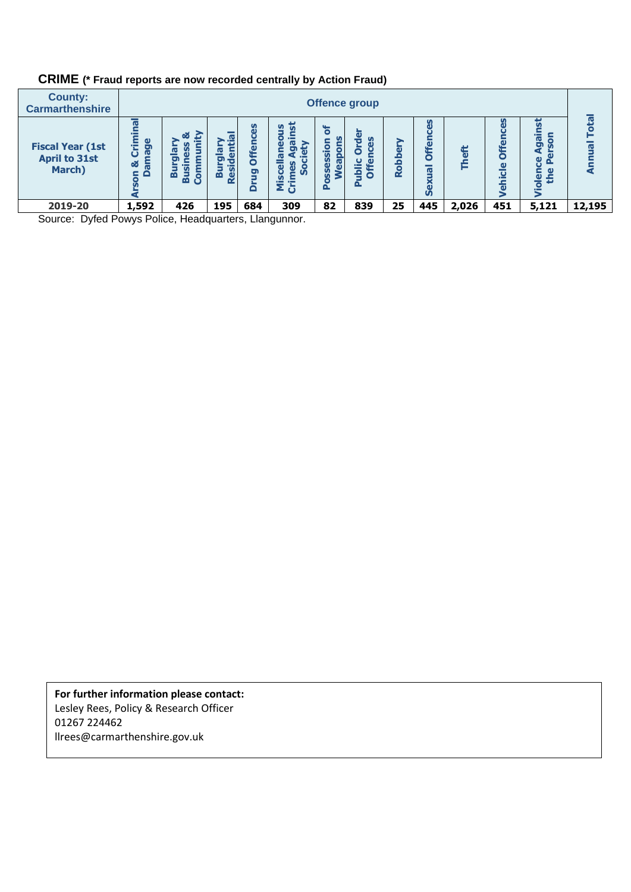## CRIME (* Fraud reports are now recorded centrally by Action Fraud)

| County: Carmarthenshire | Offence group | | | | | | | | | | | | |
|---|---|---|---|---|---|---|---|---|---|---|---|---|---|
| Fiscal Year (1st April to 31st March) | Arson & Criminal Damage | Burglary Business & Community | Burglary Residential | Drug Offences | Miscellaneous Crimes Against Society | Possession of Weapons | Public Order Offences | Robbery | Sexual Offences | Theft | Vehicle Offences | Violence Against the Person | Annual Total |
| 2019-20 | 1,592 | 426 | 195 | 684 | 309 | 82 | 839 | 25 | 445 | 2,026 | 451 | 5,121 | 12,195 |

Source: Dyfed Powys Police, Headquarters, Llangunnor.

**For further information please contact:**
Lesley Rees, Policy & Research Officer
01267 224462
llrees@carmarthenshire.gov.uk